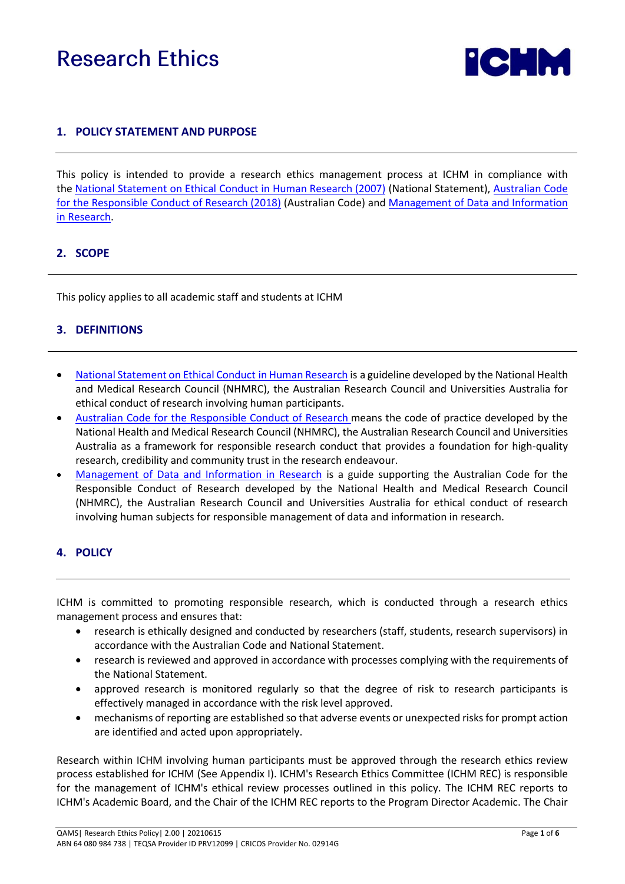# Research Ethics

## 1. POLICY STATEMENT AND PURPOSE

This policy is intended to provide a research ethics management process at ICHM in compliance with the National Statement on Ethical Conduct in Human Research (2007) (National Statement), Australian Code for the Responsible Conduct of Research (2018) (Australian Code) and Management of Data and Information in Research.

## 2. SCOPE

This policy applies to all academic staff and students at ICHM

## 3. DEFINITIONS

- National Statement on Ethical Conduct in Human Research is a guideline developed by the National Health and Medical Research Council (NHMRC), the Australian Research Council and Universities Australia for ethical conduct of research involving human participants.
- Australian Code for the Responsible Conduct of Research means the code of practice developed by the National Health and Medical Research Council (NHMRC), the Australian Research Council and Universities Australia as a framework for responsible research conduct that provides a foundation for high-quality research, credibility and community trust in the research endeavour.
- Management of Data and Information in Research is a guide supporting the Australian Code for the Responsible Conduct of Research developed by the National Health and Medical Research Council (NHMRC), the Australian Research Council and Universities Australia for ethical conduct of research involving human subjects for responsible management of data and information in research.

## 4. POLICY

ICHM is committed to promoting responsible research, which is conducted through a research ethics management process and ensures that:

- research is ethically designed and conducted by researchers (staff, students, research supervisors) in accordance with the Australian Code and National Statement.
- research is reviewed and approved in accordance with processes complying with the requirements of the National Statement.
- approved research is monitored regularly so that the degree of risk to research participants is effectively managed in accordance with the risk level approved.
- mechanisms of reporting are established so that adverse events or unexpected risks for prompt action are identified and acted upon appropriately.

Research within ICHM involving human participants must be approved through the research ethics review process established for ICHM (See Appendix I). ICHM's Research Ethics Committee (ICHM REC) is responsible for the management of ICHM's ethical review processes outlined in this policy. The ICHM REC reports to ICHM's Academic Board, and the Chair of the ICHM REC reports to the Program Director Academic. The Chair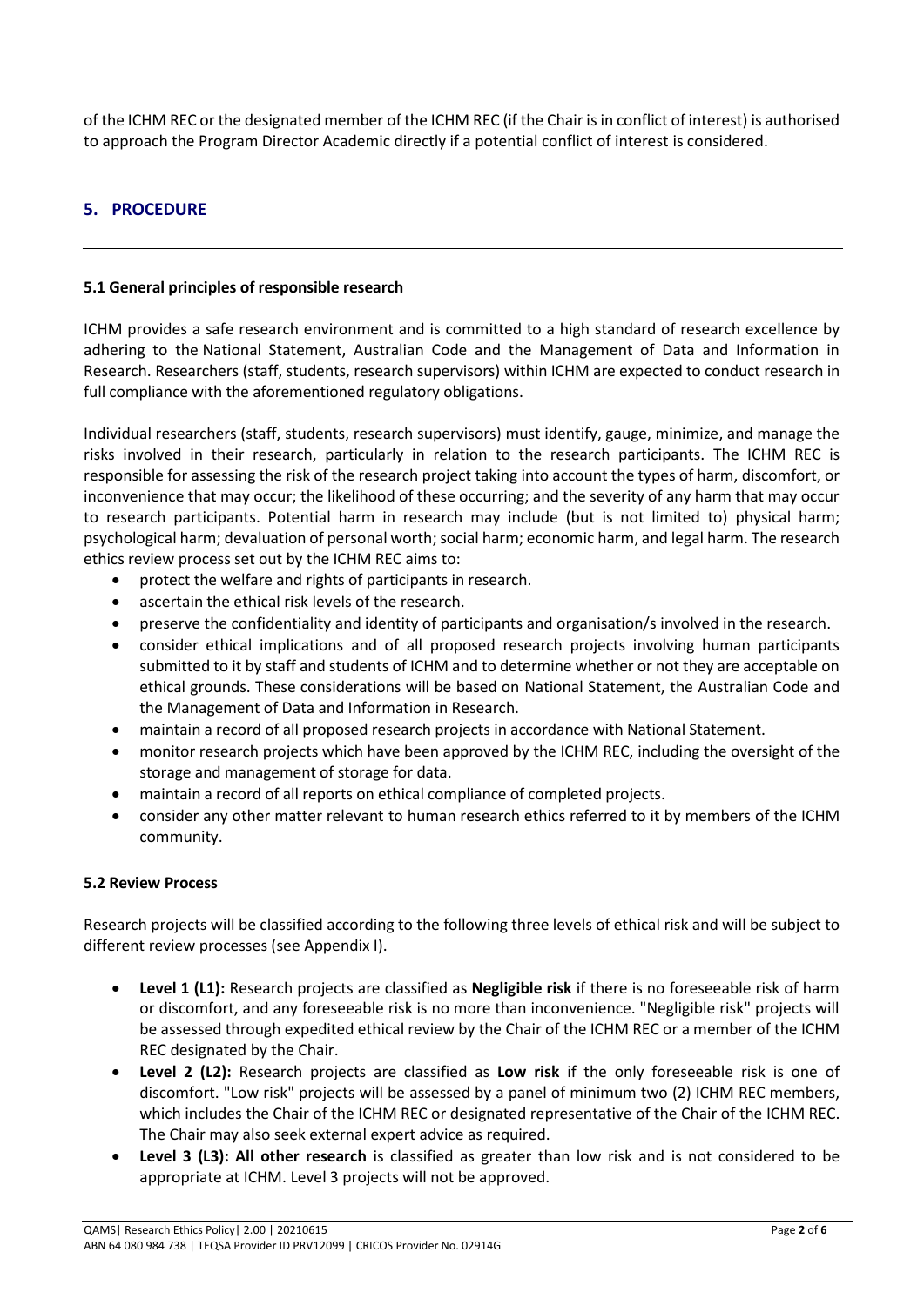of the ICHM REC or the designated member of the ICHM REC (if the Chair is in conflict of interest) is authorised to approach the Program Director Academic directly if a potential conflict of interest is considered.

## 5. PROCEDURE

### 5.1 General principles of responsible research

ICHM provides a safe research environment and is committed to a high standard of research excellence by adhering to the National Statement, Australian Code and the Management of Data and Information in Research. Researchers (staff, students, research supervisors) within ICHM are expected to conduct research in full compliance with the aforementioned regulatory obligations.

Individual researchers (staff, students, research supervisors) must identify, gauge, minimize, and manage the risks involved in their research, particularly in relation to the research participants. The ICHM REC is responsible for assessing the risk of the research project taking into account the types of harm, discomfort, or inconvenience that may occur; the likelihood of these occurring; and the severity of any harm that may occur to research participants. Potential harm in research may include (but is not limited to) physical harm; psychological harm; devaluation of personal worth; social harm; economic harm, and legal harm. The research ethics review process set out by the ICHM REC aims to:

- protect the welfare and rights of participants in research.
- ascertain the ethical risk levels of the research.
- preserve the confidentiality and identity of participants and organisation/s involved in the research.
- consider ethical implications and of all proposed research projects involving human participants submitted to it by staff and students of ICHM and to determine whether or not they are acceptable on ethical grounds. These considerations will be based on National Statement, the Australian Code and the Management of Data and Information in Research.
- maintain a record of all proposed research projects in accordance with National Statement.
- monitor research projects which have been approved by the ICHM REC, including the oversight of the storage and management of storage for data.
- maintain a record of all reports on ethical compliance of completed projects.
- consider any other matter relevant to human research ethics referred to it by members of the ICHM community.

### 5.2 Review Process

Research projects will be classified according to the following three levels of ethical risk and will be subject to different review processes (see Appendix I).

- **Level 1 (L1):** Research projects are classified as **Negligible risk** if there is no foreseeable risk of harm or discomfort, and any foreseeable risk is no more than inconvenience. "Negligible risk" projects will be assessed through expedited ethical review by the Chair of the ICHM REC or a member of the ICHM REC designated by the Chair.
- **Level 2 (L2):** Research projects are classified as **Low risk** if the only foreseeable risk is one of discomfort. "Low risk" projects will be assessed by a panel of minimum two (2) ICHM REC members, which includes the Chair of the ICHM REC or designated representative of the Chair of the ICHM REC. The Chair may also seek external expert advice as required.
- **Level 3 (L3): All other research** is classified as greater than low risk and is not considered to be appropriate at ICHM. Level 3 projects will not be approved.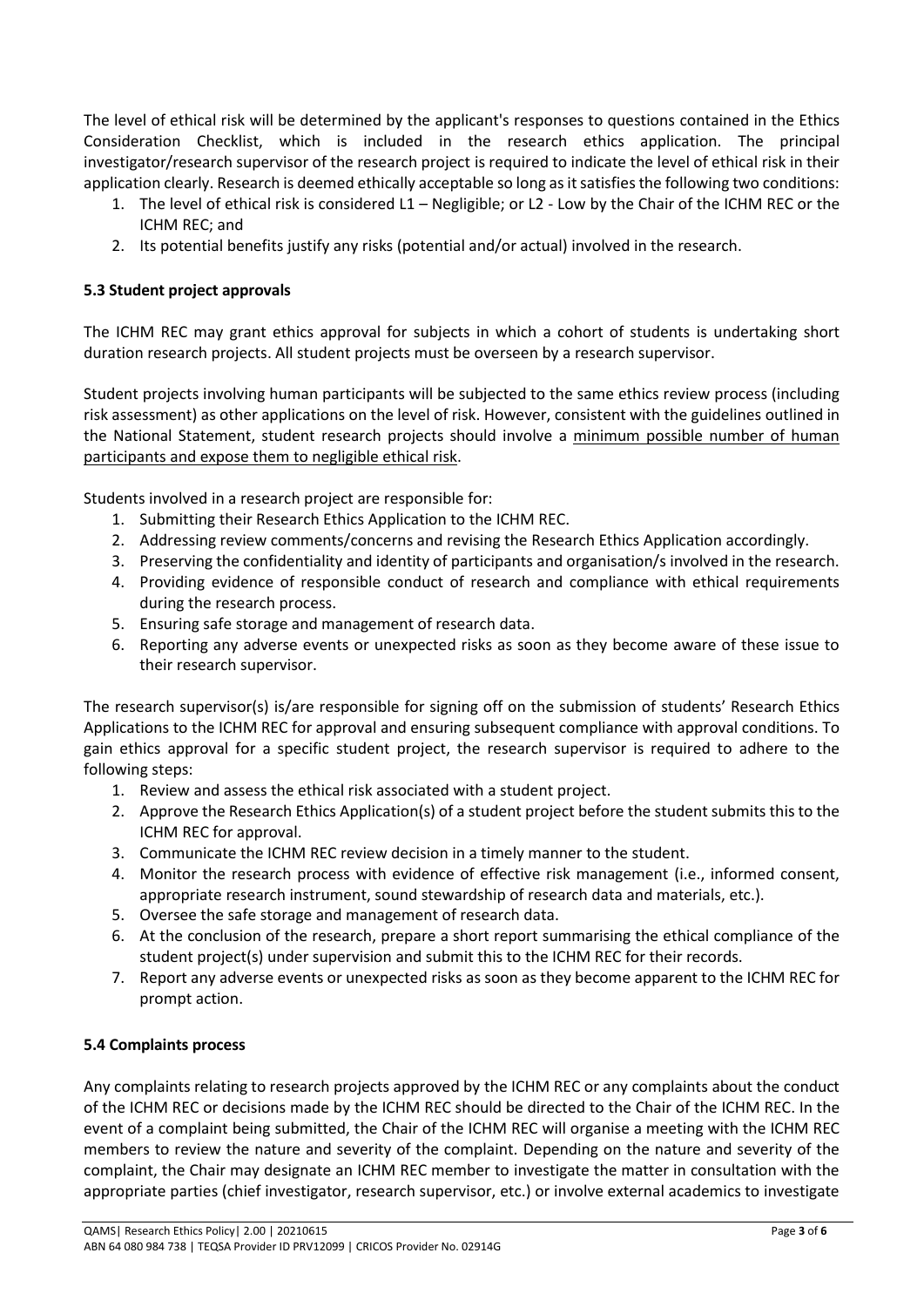The level of ethical risk will be determined by the applicant's responses to questions contained in the Ethics Consideration Checklist, which is included in the research ethics application. The principal investigator/research supervisor of the research project is required to indicate the level of ethical risk in their application clearly. Research is deemed ethically acceptable so long as it satisfies the following two conditions:

1. The level of ethical risk is considered L1 – Negligible; or L2 - Low by the Chair of the ICHM REC or the ICHM REC; and
2. Its potential benefits justify any risks (potential and/or actual) involved in the research.

### 5.3 Student project approvals

The ICHM REC may grant ethics approval for subjects in which a cohort of students is undertaking short duration research projects. All student projects must be overseen by a research supervisor.

Student projects involving human participants will be subjected to the same ethics review process (including risk assessment) as other applications on the level of risk. However, consistent with the guidelines outlined in the National Statement, student research projects should involve a minimum possible number of human participants and expose them to negligible ethical risk.

Students involved in a research project are responsible for:

1. Submitting their Research Ethics Application to the ICHM REC.
2. Addressing review comments/concerns and revising the Research Ethics Application accordingly.
3. Preserving the confidentiality and identity of participants and organisation/s involved in the research.
4. Providing evidence of responsible conduct of research and compliance with ethical requirements during the research process.
5. Ensuring safe storage and management of research data.
6. Reporting any adverse events or unexpected risks as soon as they become aware of these issue to their research supervisor.

The research supervisor(s) is/are responsible for signing off on the submission of students' Research Ethics Applications to the ICHM REC for approval and ensuring subsequent compliance with approval conditions. To gain ethics approval for a specific student project, the research supervisor is required to adhere to the following steps:

1. Review and assess the ethical risk associated with a student project.
2. Approve the Research Ethics Application(s) of a student project before the student submits this to the ICHM REC for approval.
3. Communicate the ICHM REC review decision in a timely manner to the student.
4. Monitor the research process with evidence of effective risk management (i.e., informed consent, appropriate research instrument, sound stewardship of research data and materials, etc.).
5. Oversee the safe storage and management of research data.
6. At the conclusion of the research, prepare a short report summarising the ethical compliance of the student project(s) under supervision and submit this to the ICHM REC for their records.
7. Report any adverse events or unexpected risks as soon as they become apparent to the ICHM REC for prompt action.

### 5.4 Complaints process

Any complaints relating to research projects approved by the ICHM REC or any complaints about the conduct of the ICHM REC or decisions made by the ICHM REC should be directed to the Chair of the ICHM REC. In the event of a complaint being submitted, the Chair of the ICHM REC will organise a meeting with the ICHM REC members to review the nature and severity of the complaint. Depending on the nature and severity of the complaint, the Chair may designate an ICHM REC member to investigate the matter in consultation with the appropriate parties (chief investigator, research supervisor, etc.) or involve external academics to investigate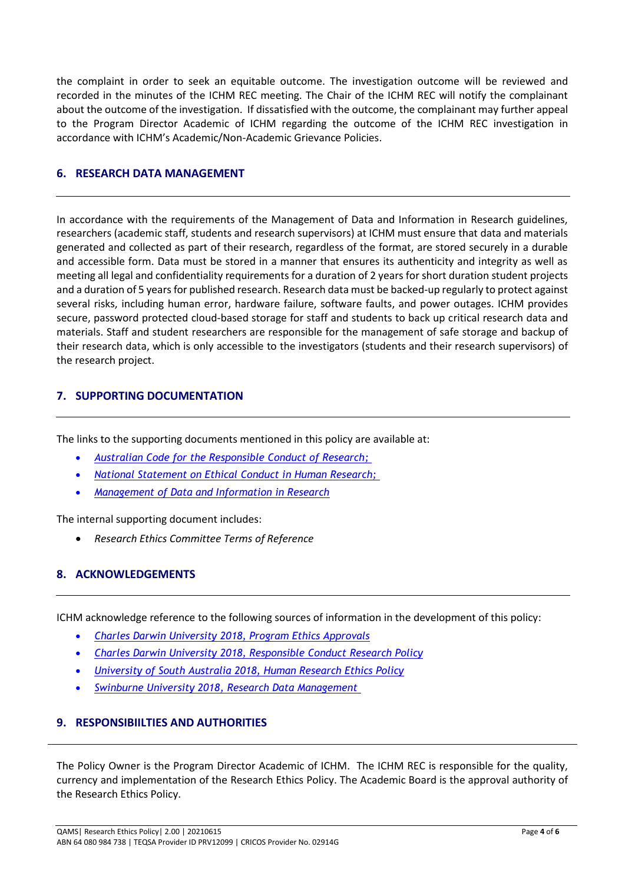the complaint in order to seek an equitable outcome. The investigation outcome will be reviewed and recorded in the minutes of the ICHM REC meeting. The Chair of the ICHM REC will notify the complainant about the outcome of the investigation. If dissatisfied with the outcome, the complainant may further appeal to the Program Director Academic of ICHM regarding the outcome of the ICHM REC investigation in accordance with ICHM's Academic/Non-Academic Grievance Policies.

## 6. RESEARCH DATA MANAGEMENT

In accordance with the requirements of the Management of Data and Information in Research guidelines, researchers (academic staff, students and research supervisors) at ICHM must ensure that data and materials generated and collected as part of their research, regardless of the format, are stored securely in a durable and accessible form. Data must be stored in a manner that ensures its authenticity and integrity as well as meeting all legal and confidentiality requirements for a duration of 2 years for short duration student projects and a duration of 5 years for published research. Research data must be backed-up regularly to protect against several risks, including human error, hardware failure, software faults, and power outages. ICHM provides secure, password protected cloud-based storage for staff and students to back up critical research data and materials. Staff and student researchers are responsible for the management of safe storage and backup of their research data, which is only accessible to the investigators (students and their research supervisors) of the research project.

## 7. SUPPORTING DOCUMENTATION

The links to the supporting documents mentioned in this policy are available at:

- *Australian Code for the Responsible Conduct of Research;*
- *National Statement on Ethical Conduct in Human Research;*
- *Management of Data and Information in Research*

The internal supporting document includes:

- *Research Ethics Committee Terms of Reference*

## 8. ACKNOWLEDGEMENTS

ICHM acknowledge reference to the following sources of information in the development of this policy:

- *Charles Darwin University 2018, Program Ethics Approvals*
- *Charles Darwin University 2018, Responsible Conduct Research Policy*
- *University of South Australia 2018, Human Research Ethics Policy*
- *Swinburne University 2018, Research Data Management*

## 9. RESPONSIBIILTIES AND AUTHORITIES

The Policy Owner is the Program Director Academic of ICHM. The ICHM REC is responsible for the quality, currency and implementation of the Research Ethics Policy. The Academic Board is the approval authority of the Research Ethics Policy.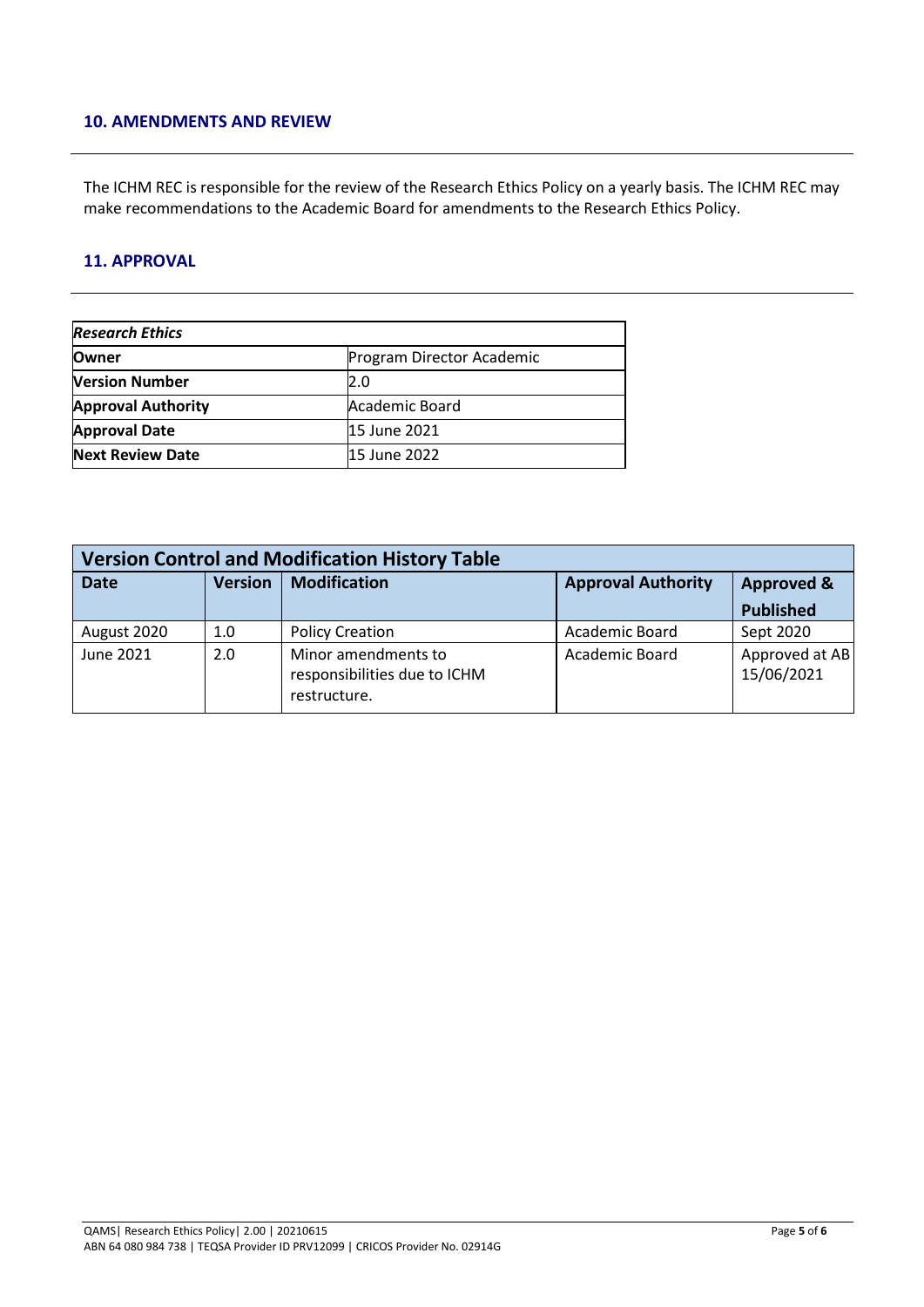## 10. AMENDMENTS AND REVIEW

The ICHM REC is responsible for the review of the Research Ethics Policy on a yearly basis. The ICHM REC may make recommendations to the Academic Board for amendments to the Research Ethics Policy.

## 11. APPROVAL

| *Research Ethics* | |
|---|---|
| **Owner** | Program Director Academic |
| **Version Number** | 2.0 |
| **Approval Authority** | Academic Board |
| **Approval Date** | 15 June 2021 |
| **Next Review Date** | 15 June 2022 |

| **Version Control and Modification History Table** | | | | |
|---|---|---|---|---|
| **Date** | **Version** | **Modification** | **Approval Authority** | **Approved & Published** |
| August 2020 | 1.0 | Policy Creation | Academic Board | Sept 2020 |
| June 2021 | 2.0 | Minor amendments to responsibilities due to ICHM restructure. | Academic Board | Approved at AB 15/06/2021 |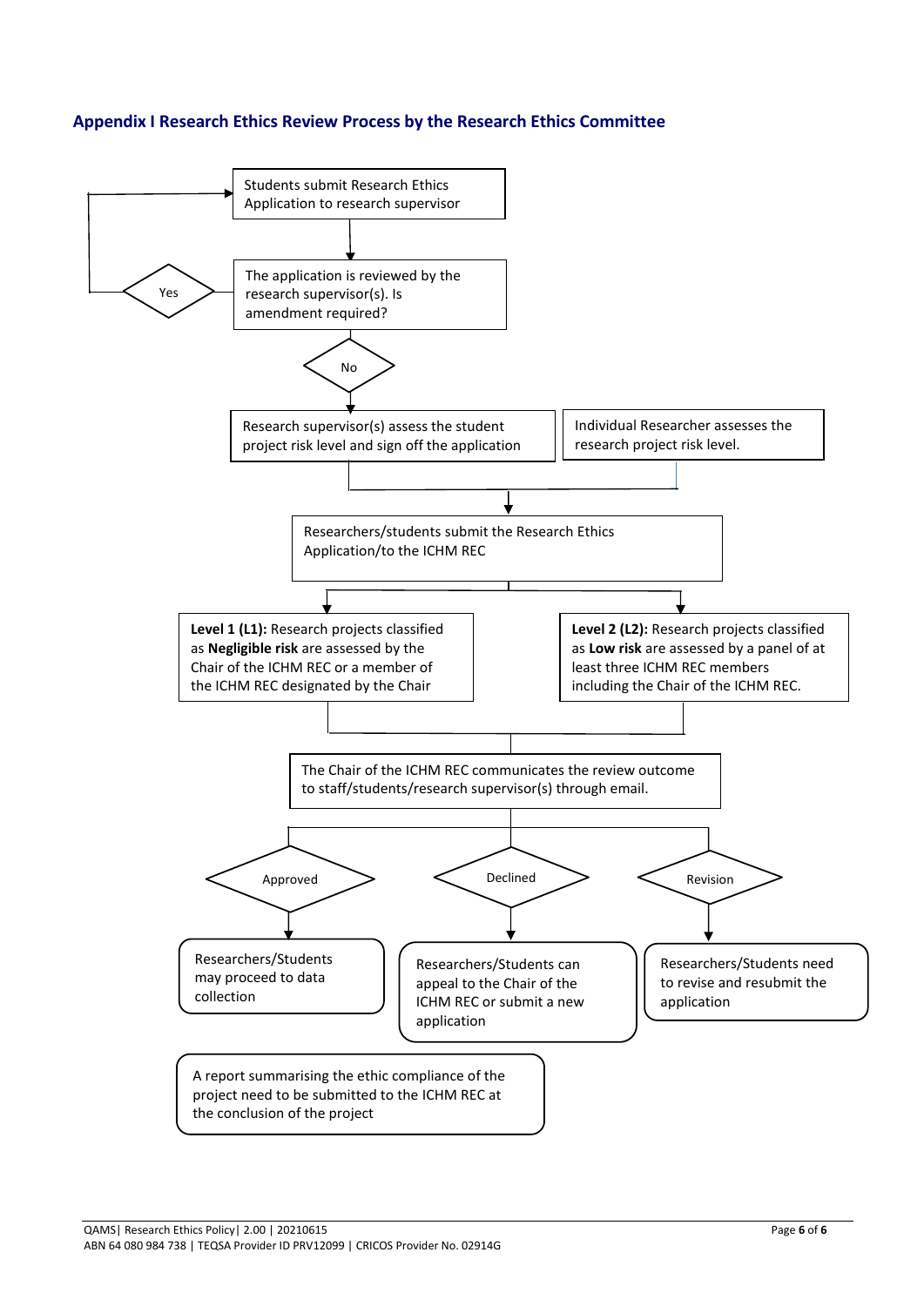### Appendix I Research Ethics Review Process by the Research Ethics Committee

Students submit Research Ethics Application to research supervisor

The application is reviewed by the research supervisor(s). Is amendment required?

Yes

No

Research supervisor(s) assess the student project risk level and sign off the application

Individual Researcher assesses the research project risk level.

Researchers/students submit the Research Ethics Application/to the ICHM REC

**Level 1 (L1):** Research projects classified as **Negligible risk** are assessed by the Chair of the ICHM REC or a member of the ICHM REC designated by the Chair

**Level 2 (L2):** Research projects classified as **Low risk** are assessed by a panel of at least three ICHM REC members including the Chair of the ICHM REC.

The Chair of the ICHM REC communicates the review outcome to staff/students/research supervisor(s) through email.

Approved

Declined

Revision

Researchers/Students may proceed to data collection

Researchers/Students can appeal to the Chair of the ICHM REC or submit a new application

Researchers/Students need to revise and resubmit the application

A report summarising the ethic compliance of the project need to be submitted to the ICHM REC at the conclusion of the project